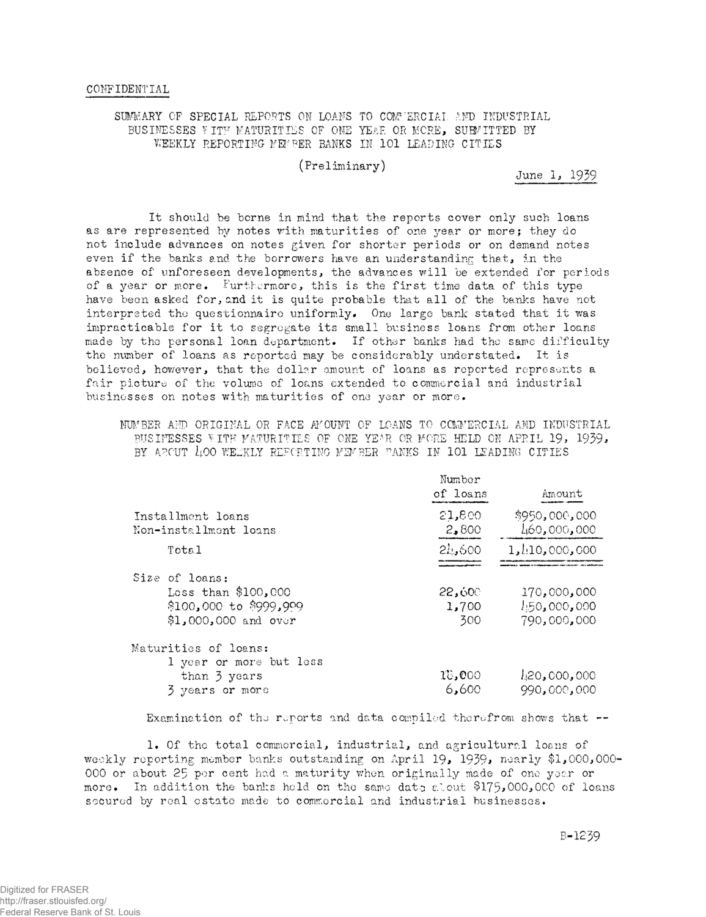CONFIDENTIAL

SUMMARY OF SPECIAL REPORTS ON LOANS TO COMMERCIAL AND INDUSTRIAL BUSINESSES WITH MATURITIES OF ONE YEAR OR MORE, SUBMITTED BY WEEKLY REPORTING MEMBER BANKS IN 101 LEADING CITIES

(Preliminary)

June 1, 1939

It should be borne in mind that the reports cover only such loans as are represented by notes with maturities of one year or more; they do not include advances on notes given for shorter periods or on demand notes even if the banks and the borrowers have an understanding that, in the absence of unforeseen developments, the advances will be extended for periods of a year or more. Furthermore, this is the first time data of this type have been asked for, and it is quite probable that all of the banks have not interpreted the questionnaire uniformly. One large bank stated that it was impracticable for it to segregate its small business loans from other loans made by the personal loan department. If other banks had the same difficulty the number of loans as reported may be considerably understated. It is believed, however, that the dollar amount of loans as reported represents a fair picture of the volume of loans extended to commercial and industrial businesses on notes with maturities of one year or more.

NUMBER AND ORIGINAL OR FACE AMOUNT OF LOANS TO COMMERCIAL AND INDUSTRIAL BUSINESSES WITH MATURITIES OF ONE YEAR OR MORE HELD ON APRIL 19, 1939, BY ABOUT 400 WEEKLY REPORTING MEMBER BANKS IN 101 LEADING CITIES

| | Number of loans | Amount |
|---|---|---|
| Installment loans | 21,800 | $950,000,000 |
| Non-installment loans | 2,800 | 460,000,000 |
| Total | 24,600 | 1,410,000,000 |
| Size of loans: | | |
| Less than $100,000 | 22,600 | 170,000,000 |
| $100,000 to $999,999 | 1,700 | 450,000,000 |
| $1,000,000 and over | 300 | 790,000,000 |
| Maturities of loans: | | |
| 1 year or more but less than 3 years | 18,000 | 420,000,000 |
| 3 years or more | 6,600 | 990,000,000 |

Examination of the reports and data compiled therefrom shows that --

1. Of the total commercial, industrial, and agricultural loans of weekly reporting member banks outstanding on April 19, 1939, nearly $1,000,000,000 or about 25 per cent had a maturity when originally made of one year or more. In addition the banks held on the same date about $175,000,000 of loans secured by real estate made to commercial and industrial businesses.

B-1239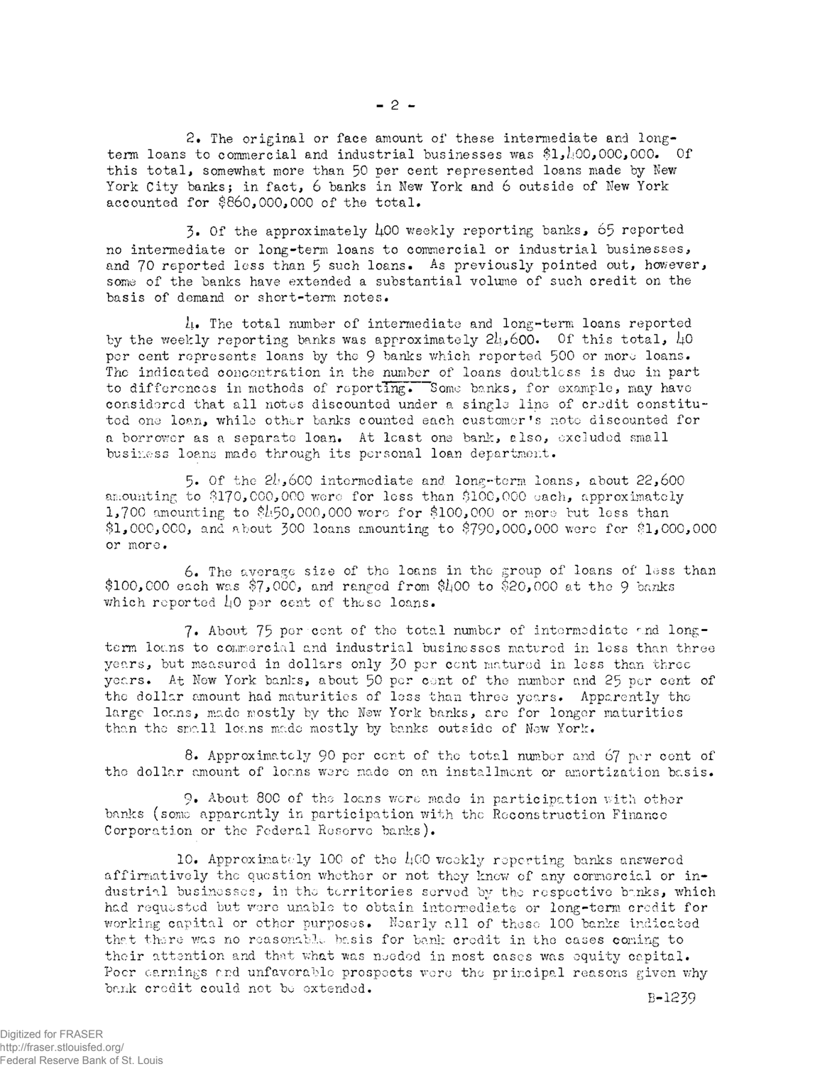2. The original or face amount of these intermediate and long-term loans to commercial and industrial businesses was $1,400,000,000. Of this total, somewhat more than 50 per cent represented loans made by New York City banks; in fact, 6 banks in New York and 6 outside of New York accounted for $860,000,000 of the total.

3. Of the approximately 400 weekly reporting banks, 65 reported no intermediate or long-term loans to commercial or industrial businesses, and 70 reported less than 5 such loans. As previously pointed out, however, some of the banks have extended a substantial volume of such credit on the basis of demand or short-term notes.

4. The total number of intermediate and long-term loans reported by the weekly reporting banks was approximately 24,600. Of this total, 40 per cent represents loans by the 9 banks which reported 500 or more loans. The indicated concentration in the number of loans doubtless is due in part to differences in methods of reporting. Some banks, for example, may have considered that all notes discounted under a single line of credit constituted one loan, while other banks counted each customer's note discounted for a borrower as a separate loan. At least one bank, also, excluded small business loans made through its personal loan department.

5. Of the 24,600 intermediate and long-term loans, about 22,600 amounting to $170,000,000 were for less than $100,000 each, approximately 1,700 amounting to $450,000,000 were for $100,000 or more but less than $1,000,000, and about 300 loans amounting to $790,000,000 were for $1,000,000 or more.

6. The average size of the loans in the group of loans of less than $100,000 each was $7,000, and ranged from $400 to $20,000 at the 9 banks which reported 40 per cent of these loans.

7. About 75 per cent of the total number of intermediate and long-term loans to commercial and industrial businesses matured in less than three years, but measured in dollars only 30 per cent matured in less than three years. At New York banks, about 50 per cent of the number and 25 per cent of the dollar amount had maturities of less than three years. Apparently the large loans, made mostly by the New York banks, are for longer maturities than the small loans made mostly by banks outside of New York.

8. Approximately 90 per cent of the total number and 67 per cent of the dollar amount of loans were made on an installment or amortization basis.

9. About 800 of the loans were made in participation with other banks (some apparently in participation with the Reconstruction Finance Corporation or the Federal Reserve banks).

10. Approximately 100 of the 400 weekly reporting banks answered affirmatively the question whether or not they knew of any commercial or industrial businesses, in the territories served by the respective banks, which had requested but were unable to obtain intermediate or long-term credit for working capital or other purposes. Nearly all of these 100 banks indicated that there was no reasonable basis for bank credit in the cases coming to their attention and that what was needed in most cases was equity capital. Poor earnings and unfavorable prospects were the principal reasons given why bank credit could not be extended.

B-1239